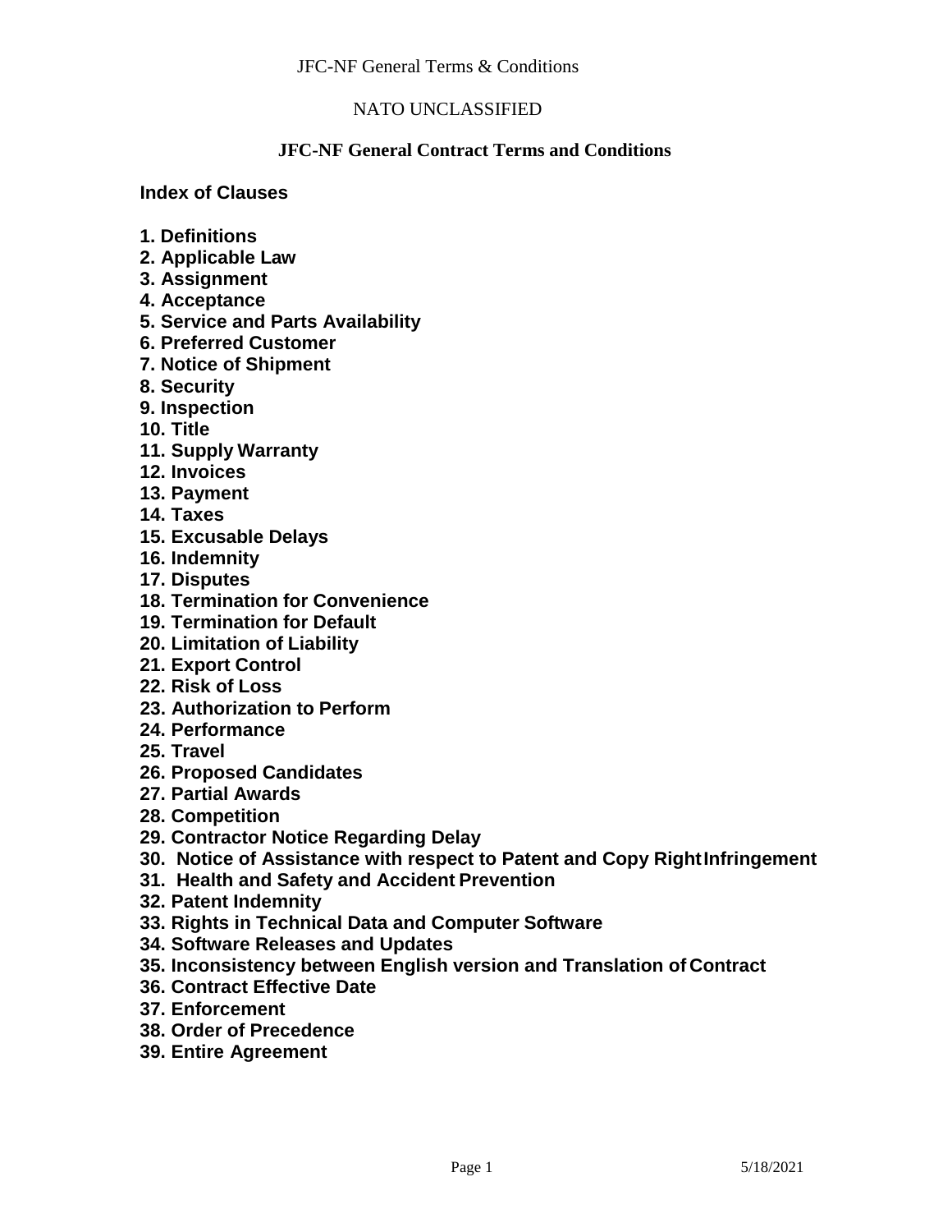NATO UNCLASSIFIED

# JFC-NF General Contract Terms and Conditions

## Index of Clauses

**1. Definitions**
**2. Applicable Law**
**3. Assignment**
**4. Acceptance**
**5. Service and Parts Availability**
**6. Preferred Customer**
**7. Notice of Shipment**
**8. Security**
**9. Inspection**
**10. Title**
**11. Supply Warranty**
**12. Invoices**
**13. Payment**
**14. Taxes**
**15. Excusable Delays**
**16. Indemnity**
**17. Disputes**
**18. Termination for Convenience**
**19. Termination for Default**
**20. Limitation of Liability**
**21. Export Control**
**22. Risk of Loss**
**23. Authorization to Perform**
**24. Performance**
**25. Travel**
**26. Proposed Candidates**
**27. Partial Awards**
**28. Competition**
**29. Contractor Notice Regarding Delay**
**30. Notice of Assistance with respect to Patent and Copy Right Infringement**
**31. Health and Safety and Accident Prevention**
**32. Patent Indemnity**
**33. Rights in Technical Data and Computer Software**
**34. Software Releases and Updates**
**35. Inconsistency between English version and Translation of Contract**
**36. Contract Effective Date**
**37. Enforcement**
**38. Order of Precedence**
**39. Entire Agreement**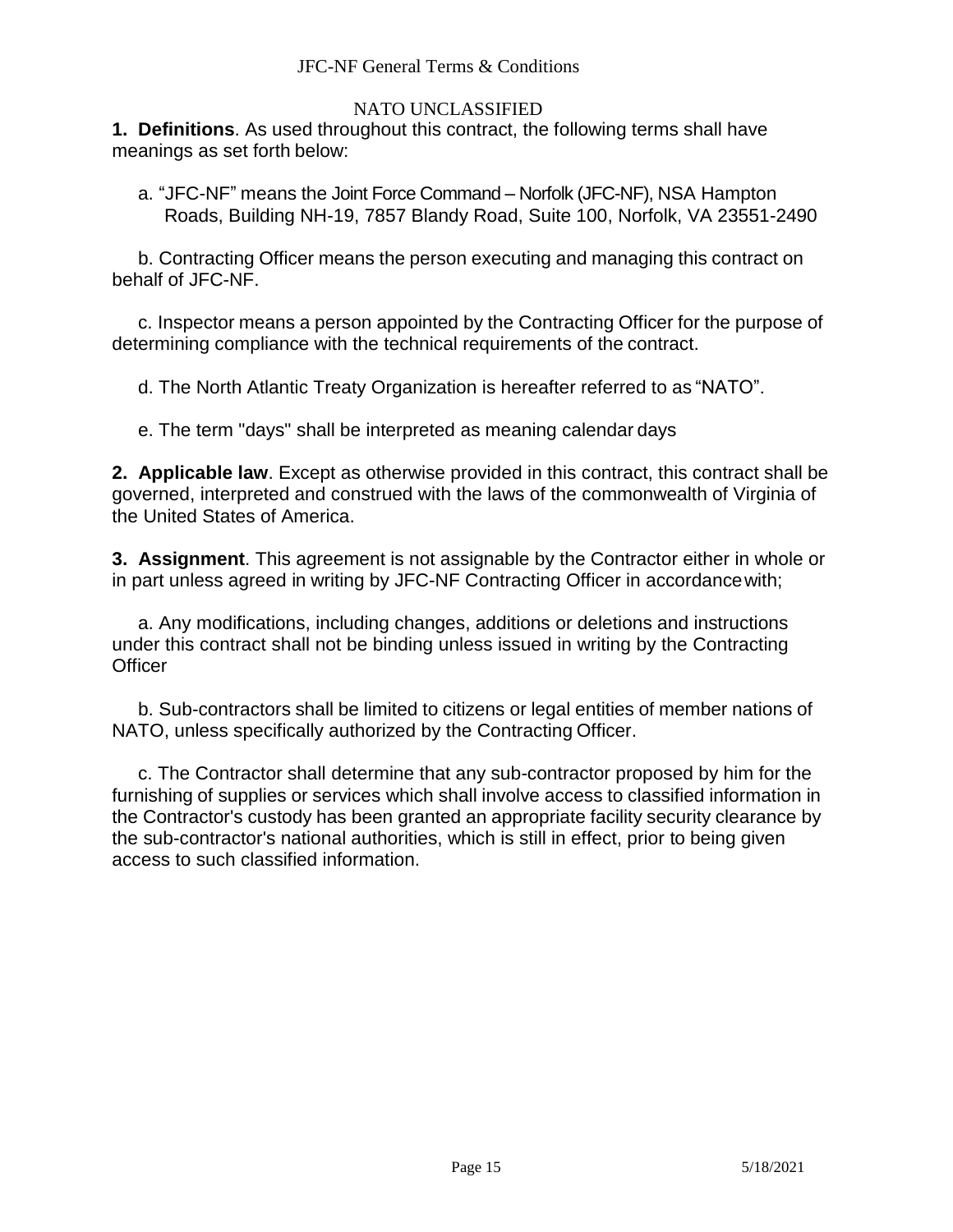**1. Definitions**. As used throughout this contract, the following terms shall have meanings as set forth below:

a. "JFC-NF" means the Joint Force Command – Norfolk (JFC-NF), NSA Hampton Roads, Building NH-19, 7857 Blandy Road, Suite 100, Norfolk, VA 23551-2490

b. Contracting Officer means the person executing and managing this contract on behalf of JFC-NF.

c. Inspector means a person appointed by the Contracting Officer for the purpose of determining compliance with the technical requirements of the contract.

d. The North Atlantic Treaty Organization is hereafter referred to as "NATO".

e. The term "days" shall be interpreted as meaning calendar days

**2. Applicable law**. Except as otherwise provided in this contract, this contract shall be governed, interpreted and construed with the laws of the commonwealth of Virginia of the United States of America.

**3. Assignment**. This agreement is not assignable by the Contractor either in whole or in part unless agreed in writing by JFC-NF Contracting Officer in accordance with;

a. Any modifications, including changes, additions or deletions and instructions under this contract shall not be binding unless issued in writing by the Contracting Officer

b. Sub-contractors shall be limited to citizens or legal entities of member nations of NATO, unless specifically authorized by the Contracting Officer.

c. The Contractor shall determine that any sub-contractor proposed by him for the furnishing of supplies or services which shall involve access to classified information in the Contractor's custody has been granted an appropriate facility security clearance by the sub-contractor's national authorities, which is still in effect, prior to being given access to such classified information.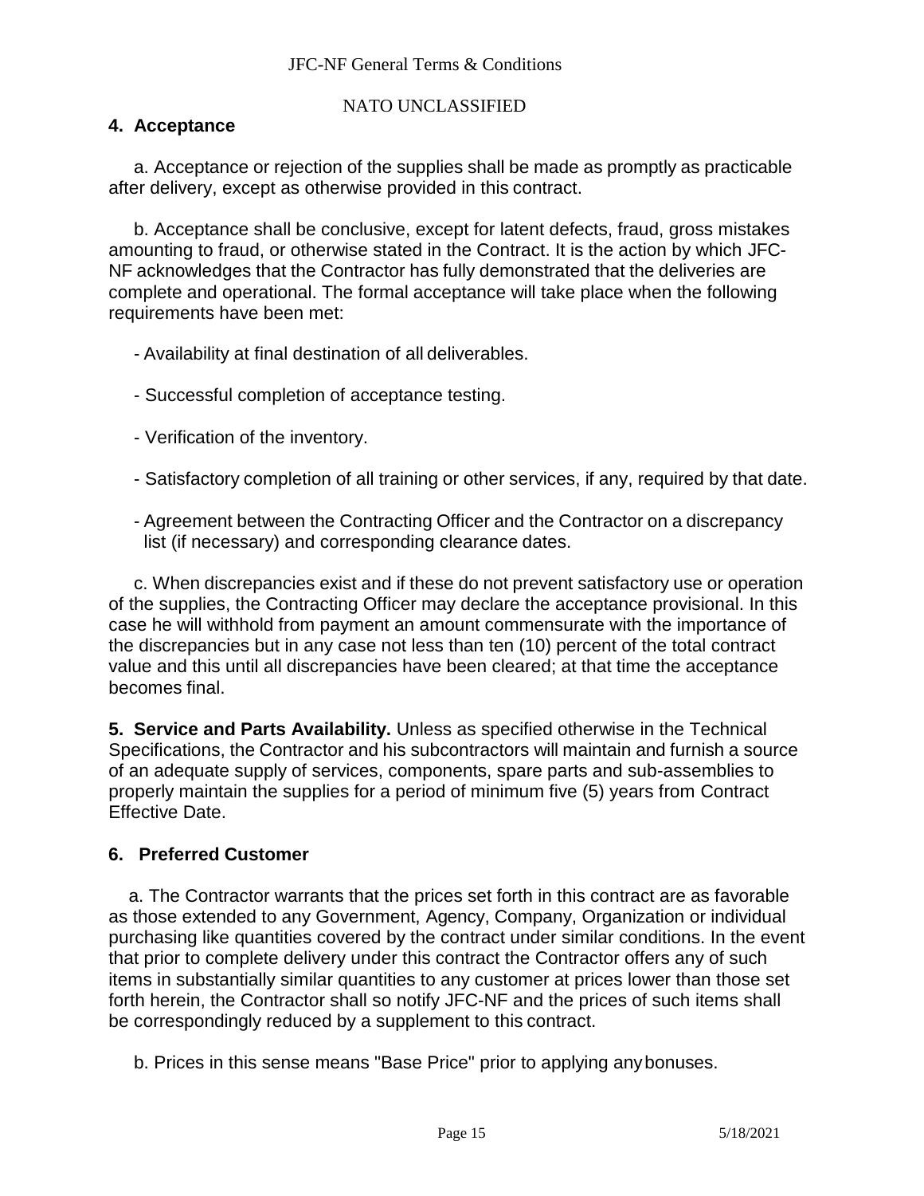## 4. Acceptance

a. Acceptance or rejection of the supplies shall be made as promptly as practicable after delivery, except as otherwise provided in this contract.

b. Acceptance shall be conclusive, except for latent defects, fraud, gross mistakes amounting to fraud, or otherwise stated in the Contract. It is the action by which JFC-NF acknowledges that the Contractor has fully demonstrated that the deliveries are complete and operational. The formal acceptance will take place when the following requirements have been met:

- Availability at final destination of all deliverables.
- Successful completion of acceptance testing.
- Verification of the inventory.
- Satisfactory completion of all training or other services, if any, required by that date.
- Agreement between the Contracting Officer and the Contractor on a discrepancy list (if necessary) and corresponding clearance dates.

c. When discrepancies exist and if these do not prevent satisfactory use or operation of the supplies, the Contracting Officer may declare the acceptance provisional. In this case he will withhold from payment an amount commensurate with the importance of the discrepancies but in any case not less than ten (10) percent of the total contract value and this until all discrepancies have been cleared; at that time the acceptance becomes final.

**5. Service and Parts Availability.** Unless as specified otherwise in the Technical Specifications, the Contractor and his subcontractors will maintain and furnish a source of an adequate supply of services, components, spare parts and sub-assemblies to properly maintain the supplies for a period of minimum five (5) years from Contract Effective Date.

## 6. Preferred Customer

a. The Contractor warrants that the prices set forth in this contract are as favorable as those extended to any Government, Agency, Company, Organization or individual purchasing like quantities covered by the contract under similar conditions. In the event that prior to complete delivery under this contract the Contractor offers any of such items in substantially similar quantities to any customer at prices lower than those set forth herein, the Contractor shall so notify JFC-NF and the prices of such items shall be correspondingly reduced by a supplement to this contract.

b. Prices in this sense means "Base Price" prior to applying any bonuses.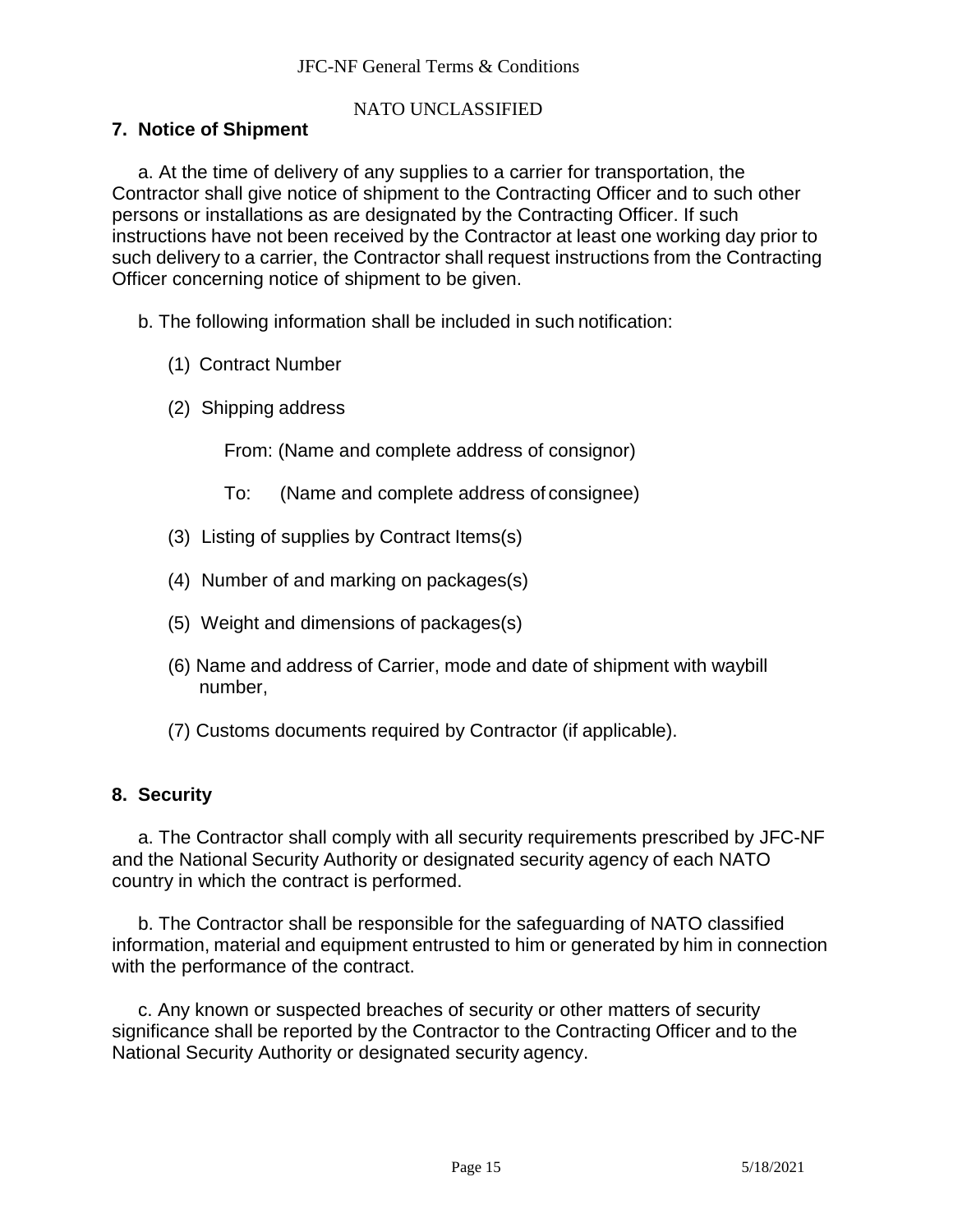## 7. Notice of Shipment

a. At the time of delivery of any supplies to a carrier for transportation, the Contractor shall give notice of shipment to the Contracting Officer and to such other persons or installations as are designated by the Contracting Officer. If such instructions have not been received by the Contractor at least one working day prior to such delivery to a carrier, the Contractor shall request instructions from the Contracting Officer concerning notice of shipment to be given.

b. The following information shall be included in such notification:

(1) Contract Number

(2) Shipping address

From: (Name and complete address of consignor)

To: (Name and complete address of consignee)

(3) Listing of supplies by Contract Items(s)

(4) Number of and marking on packages(s)

(5) Weight and dimensions of packages(s)

(6) Name and address of Carrier, mode and date of shipment with waybill number,

(7) Customs documents required by Contractor (if applicable).

## 8. Security

a. The Contractor shall comply with all security requirements prescribed by JFC-NF and the National Security Authority or designated security agency of each NATO country in which the contract is performed.

b. The Contractor shall be responsible for the safeguarding of NATO classified information, material and equipment entrusted to him or generated by him in connection with the performance of the contract.

c. Any known or suspected breaches of security or other matters of security significance shall be reported by the Contractor to the Contracting Officer and to the National Security Authority or designated security agency.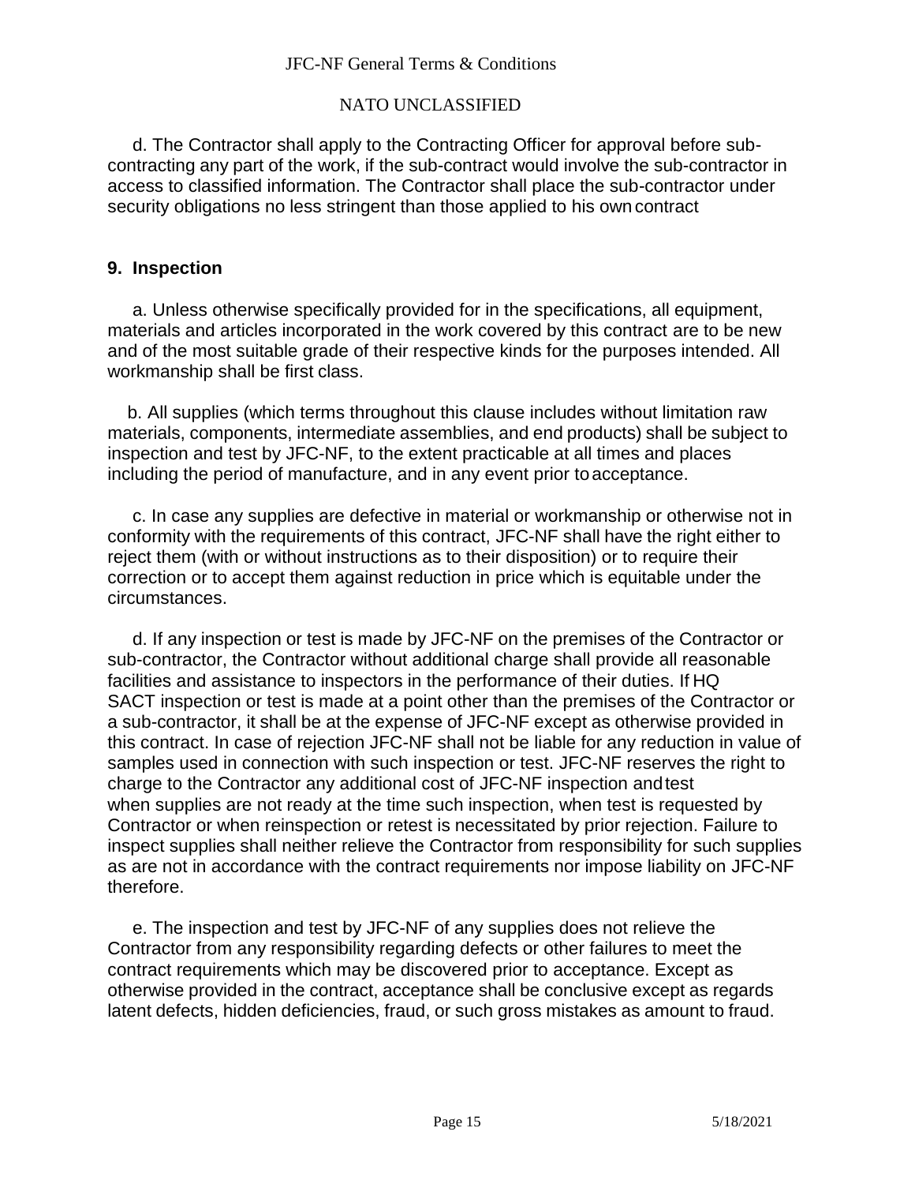d. The Contractor shall apply to the Contracting Officer for approval before sub-contracting any part of the work, if the sub-contract would involve the sub-contractor in access to classified information. The Contractor shall place the sub-contractor under security obligations no less stringent than those applied to his own contract

## 9. Inspection

a. Unless otherwise specifically provided for in the specifications, all equipment, materials and articles incorporated in the work covered by this contract are to be new and of the most suitable grade of their respective kinds for the purposes intended. All workmanship shall be first class.

b. All supplies (which terms throughout this clause includes without limitation raw materials, components, intermediate assemblies, and end products) shall be subject to inspection and test by JFC-NF, to the extent practicable at all times and places including the period of manufacture, and in any event prior to acceptance.

c. In case any supplies are defective in material or workmanship or otherwise not in conformity with the requirements of this contract, JFC-NF shall have the right either to reject them (with or without instructions as to their disposition) or to require their correction or to accept them against reduction in price which is equitable under the circumstances.

d. If any inspection or test is made by JFC-NF on the premises of the Contractor or sub-contractor, the Contractor without additional charge shall provide all reasonable facilities and assistance to inspectors in the performance of their duties. If HQ SACT inspection or test is made at a point other than the premises of the Contractor or a sub-contractor, it shall be at the expense of JFC-NF except as otherwise provided in this contract. In case of rejection JFC-NF shall not be liable for any reduction in value of samples used in connection with such inspection or test. JFC-NF reserves the right to charge to the Contractor any additional cost of JFC-NF inspection and test when supplies are not ready at the time such inspection, when test is requested by Contractor or when reinspection or retest is necessitated by prior rejection. Failure to inspect supplies shall neither relieve the Contractor from responsibility for such supplies as are not in accordance with the contract requirements nor impose liability on JFC-NF therefore.

e. The inspection and test by JFC-NF of any supplies does not relieve the Contractor from any responsibility regarding defects or other failures to meet the contract requirements which may be discovered prior to acceptance. Except as otherwise provided in the contract, acceptance shall be conclusive except as regards latent defects, hidden deficiencies, fraud, or such gross mistakes as amount to fraud.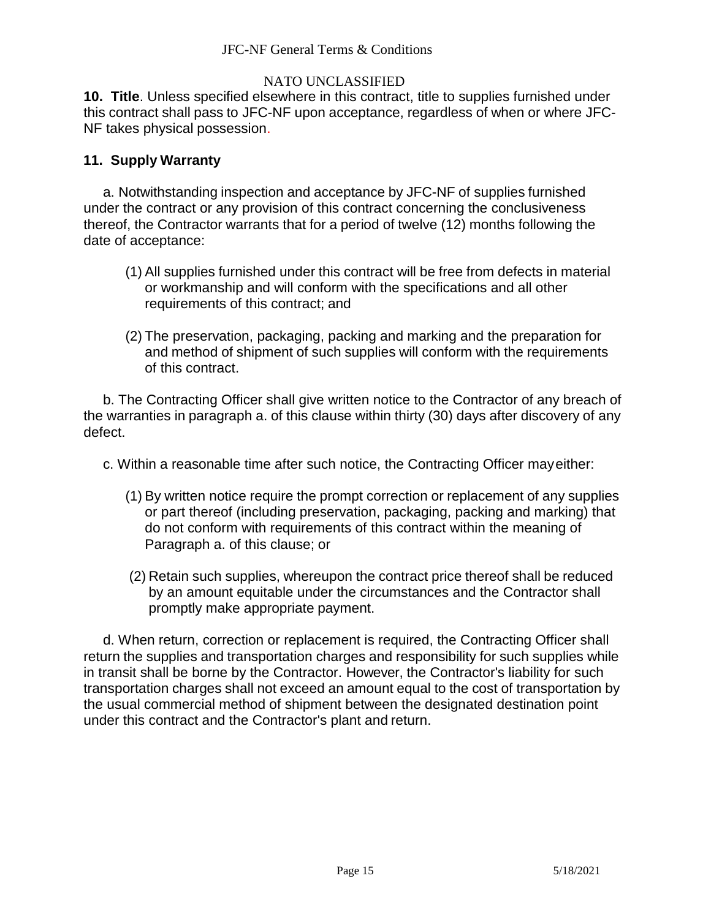**10. Title**. Unless specified elsewhere in this contract, title to supplies furnished under this contract shall pass to JFC-NF upon acceptance, regardless of when or where JFC-NF takes physical possession.

**11. Supply Warranty**

a. Notwithstanding inspection and acceptance by JFC-NF of supplies furnished under the contract or any provision of this contract concerning the conclusiveness thereof, the Contractor warrants that for a period of twelve (12) months following the date of acceptance:

(1) All supplies furnished under this contract will be free from defects in material or workmanship and will conform with the specifications and all other requirements of this contract; and

(2) The preservation, packaging, packing and marking and the preparation for and method of shipment of such supplies will conform with the requirements of this contract.

b. The Contracting Officer shall give written notice to the Contractor of any breach of the warranties in paragraph a. of this clause within thirty (30) days after discovery of any defect.

c. Within a reasonable time after such notice, the Contracting Officer may either:

(1) By written notice require the prompt correction or replacement of any supplies or part thereof (including preservation, packaging, packing and marking) that do not conform with requirements of this contract within the meaning of Paragraph a. of this clause; or

(2) Retain such supplies, whereupon the contract price thereof shall be reduced by an amount equitable under the circumstances and the Contractor shall promptly make appropriate payment.

d. When return, correction or replacement is required, the Contracting Officer shall return the supplies and transportation charges and responsibility for such supplies while in transit shall be borne by the Contractor. However, the Contractor's liability for such transportation charges shall not exceed an amount equal to the cost of transportation by the usual commercial method of shipment between the designated destination point under this contract and the Contractor's plant and return.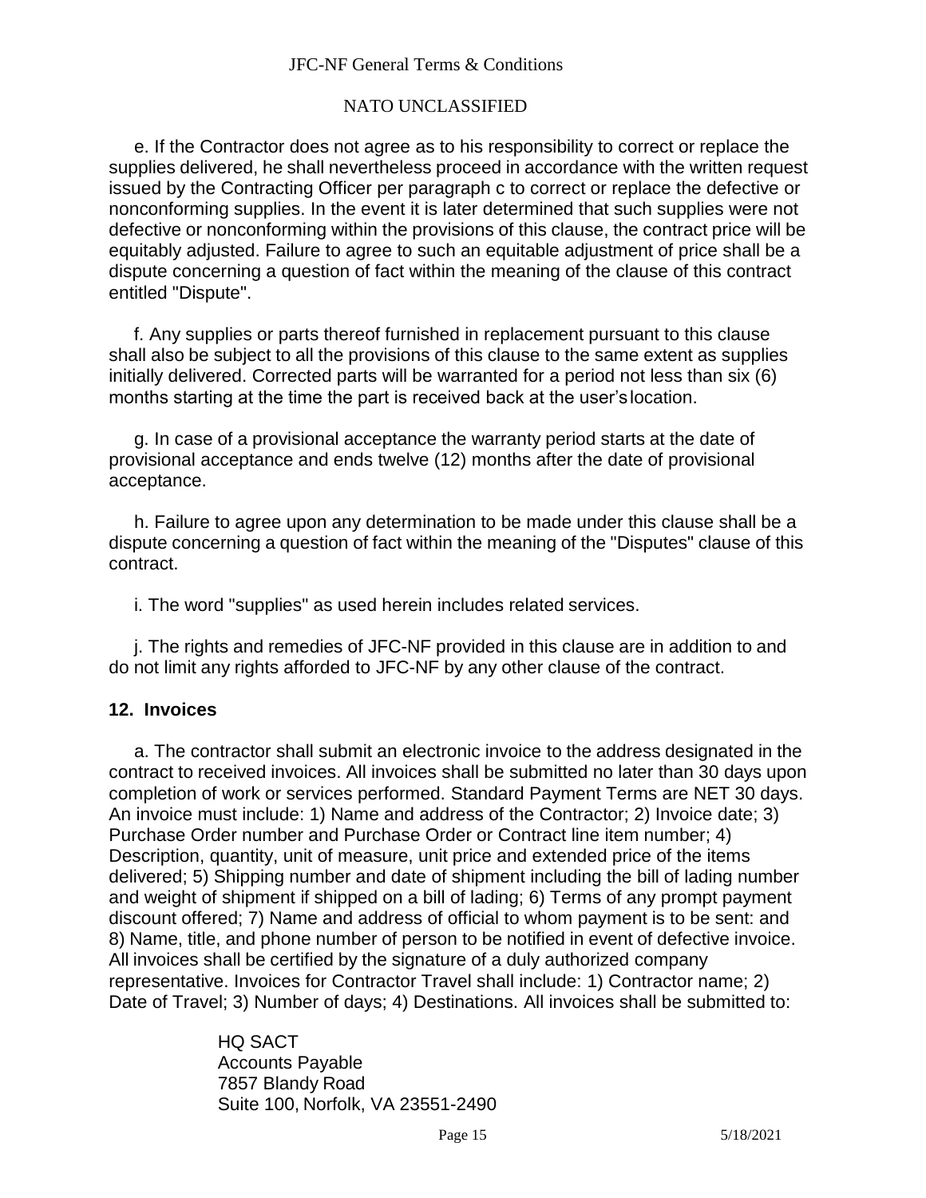e. If the Contractor does not agree as to his responsibility to correct or replace the supplies delivered, he shall nevertheless proceed in accordance with the written request issued by the Contracting Officer per paragraph c to correct or replace the defective or nonconforming supplies. In the event it is later determined that such supplies were not defective or nonconforming within the provisions of this clause, the contract price will be equitably adjusted. Failure to agree to such an equitable adjustment of price shall be a dispute concerning a question of fact within the meaning of the clause of this contract entitled "Dispute".

f. Any supplies or parts thereof furnished in replacement pursuant to this clause shall also be subject to all the provisions of this clause to the same extent as supplies initially delivered. Corrected parts will be warranted for a period not less than six (6) months starting at the time the part is received back at the user's location.

g. In case of a provisional acceptance the warranty period starts at the date of provisional acceptance and ends twelve (12) months after the date of provisional acceptance.

h. Failure to agree upon any determination to be made under this clause shall be a dispute concerning a question of fact within the meaning of the "Disputes" clause of this contract.

i. The word "supplies" as used herein includes related services.

j. The rights and remedies of JFC-NF provided in this clause are in addition to and do not limit any rights afforded to JFC-NF by any other clause of the contract.

## 12. Invoices

a. The contractor shall submit an electronic invoice to the address designated in the contract to received invoices. All invoices shall be submitted no later than 30 days upon completion of work or services performed. Standard Payment Terms are NET 30 days. An invoice must include: 1) Name and address of the Contractor; 2) Invoice date; 3) Purchase Order number and Purchase Order or Contract line item number; 4) Description, quantity, unit of measure, unit price and extended price of the items delivered; 5) Shipping number and date of shipment including the bill of lading number and weight of shipment if shipped on a bill of lading; 6) Terms of any prompt payment discount offered; 7) Name and address of official to whom payment is to be sent: and 8) Name, title, and phone number of person to be notified in event of defective invoice. All invoices shall be certified by the signature of a duly authorized company representative. Invoices for Contractor Travel shall include: 1) Contractor name; 2) Date of Travel; 3) Number of days; 4) Destinations. All invoices shall be submitted to:

HQ SACT
Accounts Payable
7857 Blandy Road
Suite 100, Norfolk, VA 23551-2490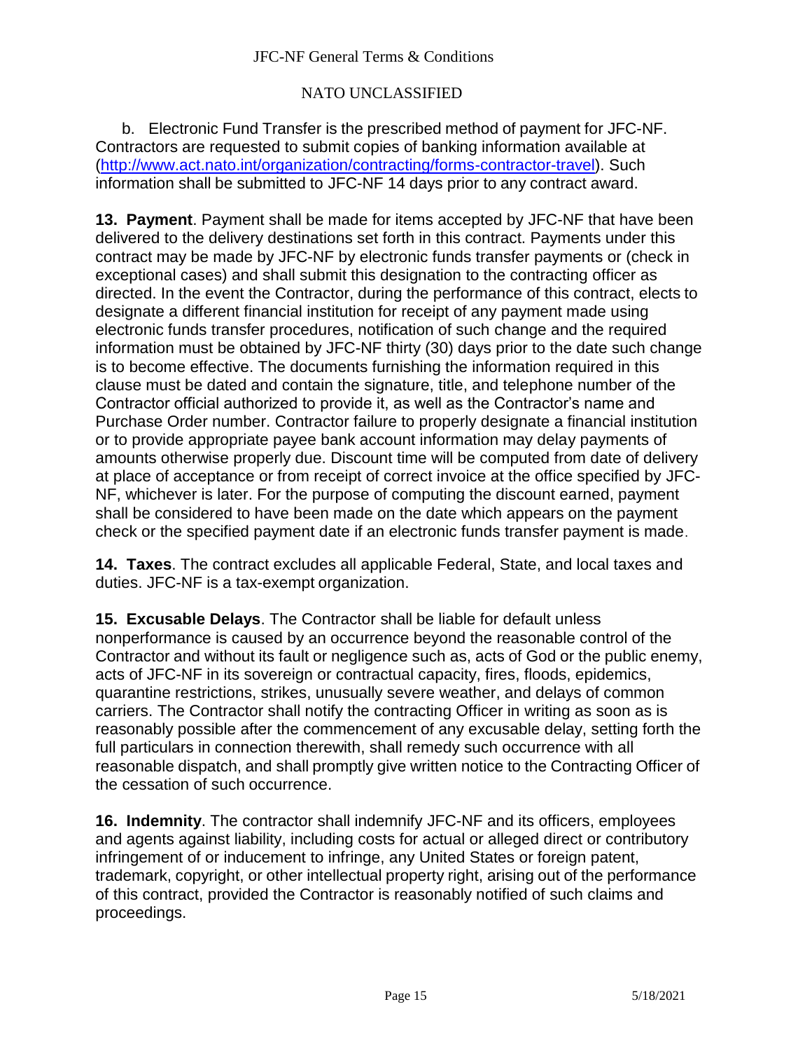b. Electronic Fund Transfer is the prescribed method of payment for JFC-NF. Contractors are requested to submit copies of banking information available at (http://www.act.nato.int/organization/contracting/forms-contractor-travel). Such information shall be submitted to JFC-NF 14 days prior to any contract award.

**13. Payment**. Payment shall be made for items accepted by JFC-NF that have been delivered to the delivery destinations set forth in this contract. Payments under this contract may be made by JFC-NF by electronic funds transfer payments or (check in exceptional cases) and shall submit this designation to the contracting officer as directed. In the event the Contractor, during the performance of this contract, elects to designate a different financial institution for receipt of any payment made using electronic funds transfer procedures, notification of such change and the required information must be obtained by JFC-NF thirty (30) days prior to the date such change is to become effective. The documents furnishing the information required in this clause must be dated and contain the signature, title, and telephone number of the Contractor official authorized to provide it, as well as the Contractor's name and Purchase Order number. Contractor failure to properly designate a financial institution or to provide appropriate payee bank account information may delay payments of amounts otherwise properly due. Discount time will be computed from date of delivery at place of acceptance or from receipt of correct invoice at the office specified by JFC-NF, whichever is later. For the purpose of computing the discount earned, payment shall be considered to have been made on the date which appears on the payment check or the specified payment date if an electronic funds transfer payment is made.

**14. Taxes**. The contract excludes all applicable Federal, State, and local taxes and duties. JFC-NF is a tax-exempt organization.

**15. Excusable Delays**. The Contractor shall be liable for default unless nonperformance is caused by an occurrence beyond the reasonable control of the Contractor and without its fault or negligence such as, acts of God or the public enemy, acts of JFC-NF in its sovereign or contractual capacity, fires, floods, epidemics, quarantine restrictions, strikes, unusually severe weather, and delays of common carriers. The Contractor shall notify the contracting Officer in writing as soon as is reasonably possible after the commencement of any excusable delay, setting forth the full particulars in connection therewith, shall remedy such occurrence with all reasonable dispatch, and shall promptly give written notice to the Contracting Officer of the cessation of such occurrence.

**16. Indemnity**. The contractor shall indemnify JFC-NF and its officers, employees and agents against liability, including costs for actual or alleged direct or contributory infringement of or inducement to infringe, any United States or foreign patent, trademark, copyright, or other intellectual property right, arising out of the performance of this contract, provided the Contractor is reasonably notified of such claims and proceedings.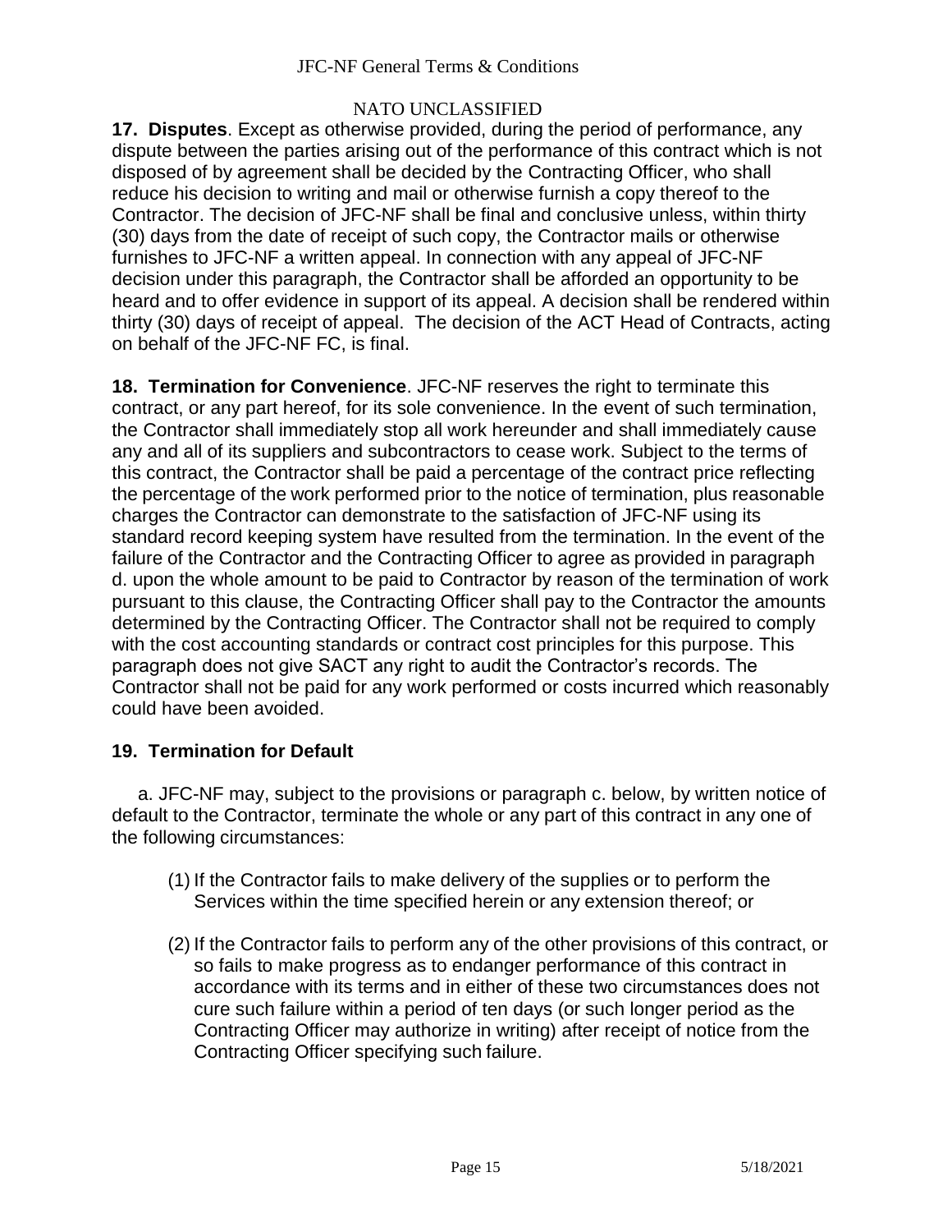**17. Disputes**. Except as otherwise provided, during the period of performance, any dispute between the parties arising out of the performance of this contract which is not disposed of by agreement shall be decided by the Contracting Officer, who shall reduce his decision to writing and mail or otherwise furnish a copy thereof to the Contractor. The decision of JFC-NF shall be final and conclusive unless, within thirty (30) days from the date of receipt of such copy, the Contractor mails or otherwise furnishes to JFC-NF a written appeal. In connection with any appeal of JFC-NF decision under this paragraph, the Contractor shall be afforded an opportunity to be heard and to offer evidence in support of its appeal. A decision shall be rendered within thirty (30) days of receipt of appeal. The decision of the ACT Head of Contracts, acting on behalf of the JFC-NF FC, is final.

**18. Termination for Convenience**. JFC-NF reserves the right to terminate this contract, or any part hereof, for its sole convenience. In the event of such termination, the Contractor shall immediately stop all work hereunder and shall immediately cause any and all of its suppliers and subcontractors to cease work. Subject to the terms of this contract, the Contractor shall be paid a percentage of the contract price reflecting the percentage of the work performed prior to the notice of termination, plus reasonable charges the Contractor can demonstrate to the satisfaction of JFC-NF using its standard record keeping system have resulted from the termination. In the event of the failure of the Contractor and the Contracting Officer to agree as provided in paragraph d. upon the whole amount to be paid to Contractor by reason of the termination of work pursuant to this clause, the Contracting Officer shall pay to the Contractor the amounts determined by the Contracting Officer. The Contractor shall not be required to comply with the cost accounting standards or contract cost principles for this purpose. This paragraph does not give SACT any right to audit the Contractor's records. The Contractor shall not be paid for any work performed or costs incurred which reasonably could have been avoided.

**19. Termination for Default**

a. JFC-NF may, subject to the provisions or paragraph c. below, by written notice of default to the Contractor, terminate the whole or any part of this contract in any one of the following circumstances:

(1) If the Contractor fails to make delivery of the supplies or to perform the Services within the time specified herein or any extension thereof; or

(2) If the Contractor fails to perform any of the other provisions of this contract, or so fails to make progress as to endanger performance of this contract in accordance with its terms and in either of these two circumstances does not cure such failure within a period of ten days (or such longer period as the Contracting Officer may authorize in writing) after receipt of notice from the Contracting Officer specifying such failure.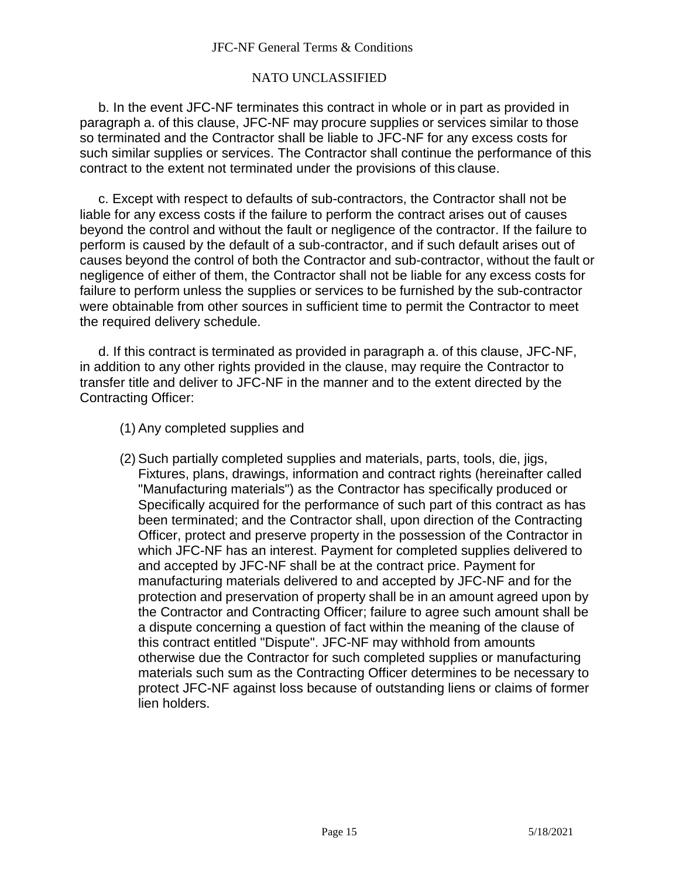b. In the event JFC-NF terminates this contract in whole or in part as provided in paragraph a. of this clause, JFC-NF may procure supplies or services similar to those so terminated and the Contractor shall be liable to JFC-NF for any excess costs for such similar supplies or services. The Contractor shall continue the performance of this contract to the extent not terminated under the provisions of this clause.

c. Except with respect to defaults of sub-contractors, the Contractor shall not be liable for any excess costs if the failure to perform the contract arises out of causes beyond the control and without the fault or negligence of the contractor. If the failure to perform is caused by the default of a sub-contractor, and if such default arises out of causes beyond the control of both the Contractor and sub-contractor, without the fault or negligence of either of them, the Contractor shall not be liable for any excess costs for failure to perform unless the supplies or services to be furnished by the sub-contractor were obtainable from other sources in sufficient time to permit the Contractor to meet the required delivery schedule.

d. If this contract is terminated as provided in paragraph a. of this clause, JFC-NF, in addition to any other rights provided in the clause, may require the Contractor to transfer title and deliver to JFC-NF in the manner and to the extent directed by the Contracting Officer:

(1) Any completed supplies and

(2) Such partially completed supplies and materials, parts, tools, die, jigs, Fixtures, plans, drawings, information and contract rights (hereinafter called "Manufacturing materials") as the Contractor has specifically produced or Specifically acquired for the performance of such part of this contract as has been terminated; and the Contractor shall, upon direction of the Contracting Officer, protect and preserve property in the possession of the Contractor in which JFC-NF has an interest. Payment for completed supplies delivered to and accepted by JFC-NF shall be at the contract price. Payment for manufacturing materials delivered to and accepted by JFC-NF and for the protection and preservation of property shall be in an amount agreed upon by the Contractor and Contracting Officer; failure to agree such amount shall be a dispute concerning a question of fact within the meaning of the clause of this contract entitled "Dispute". JFC-NF may withhold from amounts otherwise due the Contractor for such completed supplies or manufacturing materials such sum as the Contracting Officer determines to be necessary to protect JFC-NF against loss because of outstanding liens or claims of former lien holders.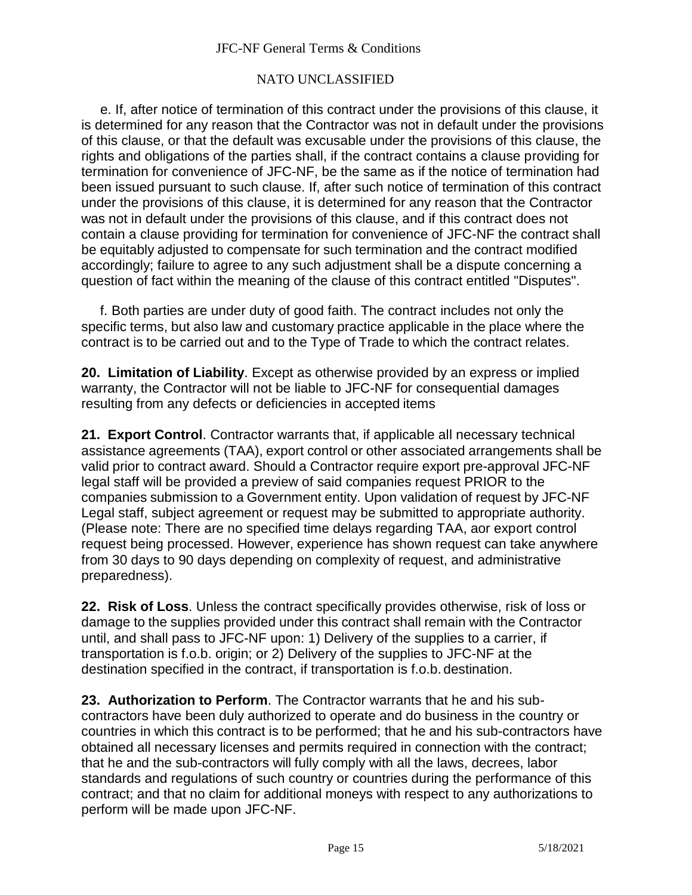e. If, after notice of termination of this contract under the provisions of this clause, it is determined for any reason that the Contractor was not in default under the provisions of this clause, or that the default was excusable under the provisions of this clause, the rights and obligations of the parties shall, if the contract contains a clause providing for termination for convenience of JFC-NF, be the same as if the notice of termination had been issued pursuant to such clause. If, after such notice of termination of this contract under the provisions of this clause, it is determined for any reason that the Contractor was not in default under the provisions of this clause, and if this contract does not contain a clause providing for termination for convenience of JFC-NF the contract shall be equitably adjusted to compensate for such termination and the contract modified accordingly; failure to agree to any such adjustment shall be a dispute concerning a question of fact within the meaning of the clause of this contract entitled "Disputes".

f. Both parties are under duty of good faith. The contract includes not only the specific terms, but also law and customary practice applicable in the place where the contract is to be carried out and to the Type of Trade to which the contract relates.

**20. Limitation of Liability**. Except as otherwise provided by an express or implied warranty, the Contractor will not be liable to JFC-NF for consequential damages resulting from any defects or deficiencies in accepted items

**21. Export Control**. Contractor warrants that, if applicable all necessary technical assistance agreements (TAA), export control or other associated arrangements shall be valid prior to contract award. Should a Contractor require export pre-approval JFC-NF legal staff will be provided a preview of said companies request PRIOR to the companies submission to a Government entity. Upon validation of request by JFC-NF Legal staff, subject agreement or request may be submitted to appropriate authority. (Please note: There are no specified time delays regarding TAA, aor export control request being processed. However, experience has shown request can take anywhere from 30 days to 90 days depending on complexity of request, and administrative preparedness).

**22. Risk of Loss**. Unless the contract specifically provides otherwise, risk of loss or damage to the supplies provided under this contract shall remain with the Contractor until, and shall pass to JFC-NF upon: 1) Delivery of the supplies to a carrier, if transportation is f.o.b. origin; or 2) Delivery of the supplies to JFC-NF at the destination specified in the contract, if transportation is f.o.b. destination.

**23. Authorization to Perform**. The Contractor warrants that he and his sub-contractors have been duly authorized to operate and do business in the country or countries in which this contract is to be performed; that he and his sub-contractors have obtained all necessary licenses and permits required in connection with the contract; that he and the sub-contractors will fully comply with all the laws, decrees, labor standards and regulations of such country or countries during the performance of this contract; and that no claim for additional moneys with respect to any authorizations to perform will be made upon JFC-NF.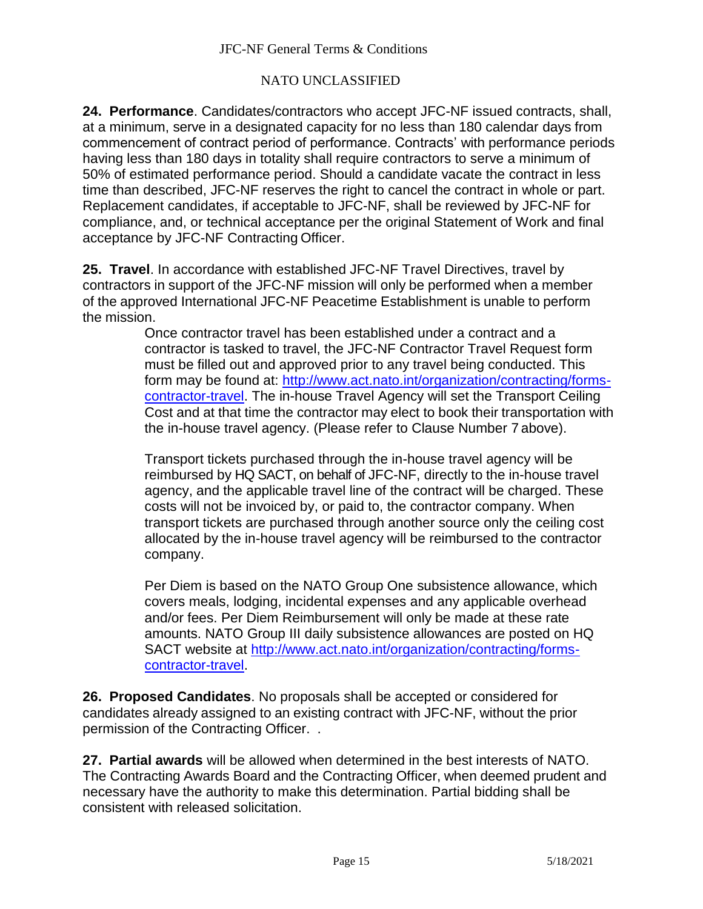**24. Performance**. Candidates/contractors who accept JFC-NF issued contracts, shall, at a minimum, serve in a designated capacity for no less than 180 calendar days from commencement of contract period of performance. Contracts' with performance periods having less than 180 days in totality shall require contractors to serve a minimum of 50% of estimated performance period. Should a candidate vacate the contract in less time than described, JFC-NF reserves the right to cancel the contract in whole or part. Replacement candidates, if acceptable to JFC-NF, shall be reviewed by JFC-NF for compliance, and, or technical acceptance per the original Statement of Work and final acceptance by JFC-NF Contracting Officer.

**25. Travel**. In accordance with established JFC-NF Travel Directives, travel by contractors in support of the JFC-NF mission will only be performed when a member of the approved International JFC-NF Peacetime Establishment is unable to perform the mission.

> Once contractor travel has been established under a contract and a contractor is tasked to travel, the JFC-NF Contractor Travel Request form must be filled out and approved prior to any travel being conducted. This form may be found at: [http://www.act.nato.int/organization/contracting/forms-contractor-travel](http://www.act.nato.int/organization/contracting/forms-contractor-travel). The in-house Travel Agency will set the Transport Ceiling Cost and at that time the contractor may elect to book their transportation with the in-house travel agency. (Please refer to Clause Number 7 above).
>
> Transport tickets purchased through the in-house travel agency will be reimbursed by HQ SACT, on behalf of JFC-NF, directly to the in-house travel agency, and the applicable travel line of the contract will be charged. These costs will not be invoiced by, or paid to, the contractor company. When transport tickets are purchased through another source only the ceiling cost allocated by the in-house travel agency will be reimbursed to the contractor company.
>
> Per Diem is based on the NATO Group One subsistence allowance, which covers meals, lodging, incidental expenses and any applicable overhead and/or fees. Per Diem Reimbursement will only be made at these rate amounts. NATO Group III daily subsistence allowances are posted on HQ SACT website at [http://www.act.nato.int/organization/contracting/forms-contractor-travel](http://www.act.nato.int/organization/contracting/forms-contractor-travel).

**26. Proposed Candidates**. No proposals shall be accepted or considered for candidates already assigned to an existing contract with JFC-NF, without the prior permission of the Contracting Officer. .

**27. Partial awards** will be allowed when determined in the best interests of NATO. The Contracting Awards Board and the Contracting Officer, when deemed prudent and necessary have the authority to make this determination. Partial bidding shall be consistent with released solicitation.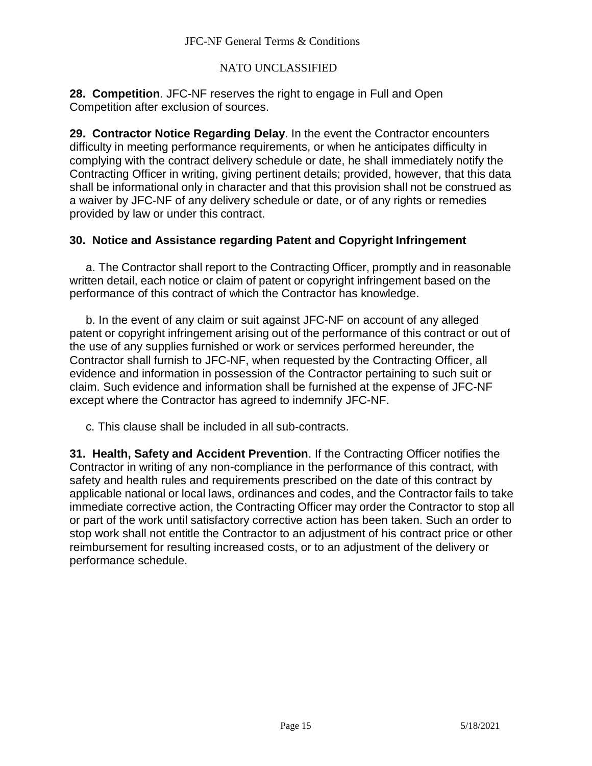**28. Competition**. JFC-NF reserves the right to engage in Full and Open Competition after exclusion of sources.

**29. Contractor Notice Regarding Delay**. In the event the Contractor encounters difficulty in meeting performance requirements, or when he anticipates difficulty in complying with the contract delivery schedule or date, he shall immediately notify the Contracting Officer in writing, giving pertinent details; provided, however, that this data shall be informational only in character and that this provision shall not be construed as a waiver by JFC-NF of any delivery schedule or date, or of any rights or remedies provided by law or under this contract.

**30. Notice and Assistance regarding Patent and Copyright Infringement**

a. The Contractor shall report to the Contracting Officer, promptly and in reasonable written detail, each notice or claim of patent or copyright infringement based on the performance of this contract of which the Contractor has knowledge.

b. In the event of any claim or suit against JFC-NF on account of any alleged patent or copyright infringement arising out of the performance of this contract or out of the use of any supplies furnished or work or services performed hereunder, the Contractor shall furnish to JFC-NF, when requested by the Contracting Officer, all evidence and information in possession of the Contractor pertaining to such suit or claim. Such evidence and information shall be furnished at the expense of JFC-NF except where the Contractor has agreed to indemnify JFC-NF.

c. This clause shall be included in all sub-contracts.

**31. Health, Safety and Accident Prevention**. If the Contracting Officer notifies the Contractor in writing of any non-compliance in the performance of this contract, with safety and health rules and requirements prescribed on the date of this contract by applicable national or local laws, ordinances and codes, and the Contractor fails to take immediate corrective action, the Contracting Officer may order the Contractor to stop all or part of the work until satisfactory corrective action has been taken. Such an order to stop work shall not entitle the Contractor to an adjustment of his contract price or other reimbursement for resulting increased costs, or to an adjustment of the delivery or performance schedule.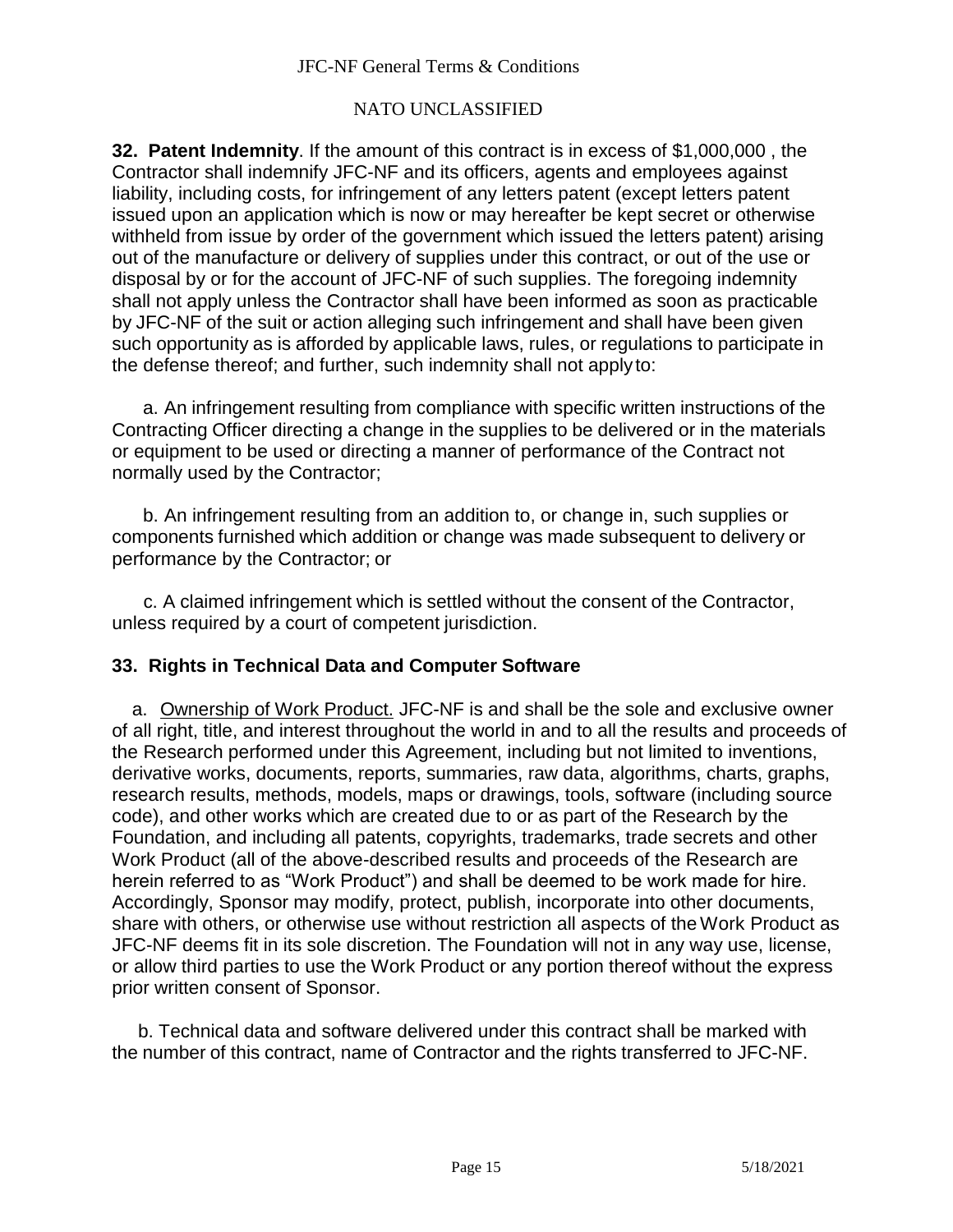**32. Patent Indemnity**. If the amount of this contract is in excess of $1,000,000 , the Contractor shall indemnify JFC-NF and its officers, agents and employees against liability, including costs, for infringement of any letters patent (except letters patent issued upon an application which is now or may hereafter be kept secret or otherwise withheld from issue by order of the government which issued the letters patent) arising out of the manufacture or delivery of supplies under this contract, or out of the use or disposal by or for the account of JFC-NF of such supplies. The foregoing indemnity shall not apply unless the Contractor shall have been informed as soon as practicable by JFC-NF of the suit or action alleging such infringement and shall have been given such opportunity as is afforded by applicable laws, rules, or regulations to participate in the defense thereof; and further, such indemnity shall not apply to:

a. An infringement resulting from compliance with specific written instructions of the Contracting Officer directing a change in the supplies to be delivered or in the materials or equipment to be used or directing a manner of performance of the Contract not normally used by the Contractor;

b. An infringement resulting from an addition to, or change in, such supplies or components furnished which addition or change was made subsequent to delivery or performance by the Contractor; or

c. A claimed infringement which is settled without the consent of the Contractor, unless required by a court of competent jurisdiction.

**33. Rights in Technical Data and Computer Software**

a. Ownership of Work Product. JFC-NF is and shall be the sole and exclusive owner of all right, title, and interest throughout the world in and to all the results and proceeds of the Research performed under this Agreement, including but not limited to inventions, derivative works, documents, reports, summaries, raw data, algorithms, charts, graphs, research results, methods, models, maps or drawings, tools, software (including source code), and other works which are created due to or as part of the Research by the Foundation, and including all patents, copyrights, trademarks, trade secrets and other Work Product (all of the above-described results and proceeds of the Research are herein referred to as "Work Product") and shall be deemed to be work made for hire. Accordingly, Sponsor may modify, protect, publish, incorporate into other documents, share with others, or otherwise use without restriction all aspects of the Work Product as JFC-NF deems fit in its sole discretion. The Foundation will not in any way use, license, or allow third parties to use the Work Product or any portion thereof without the express prior written consent of Sponsor.

b. Technical data and software delivered under this contract shall be marked with the number of this contract, name of Contractor and the rights transferred to JFC-NF.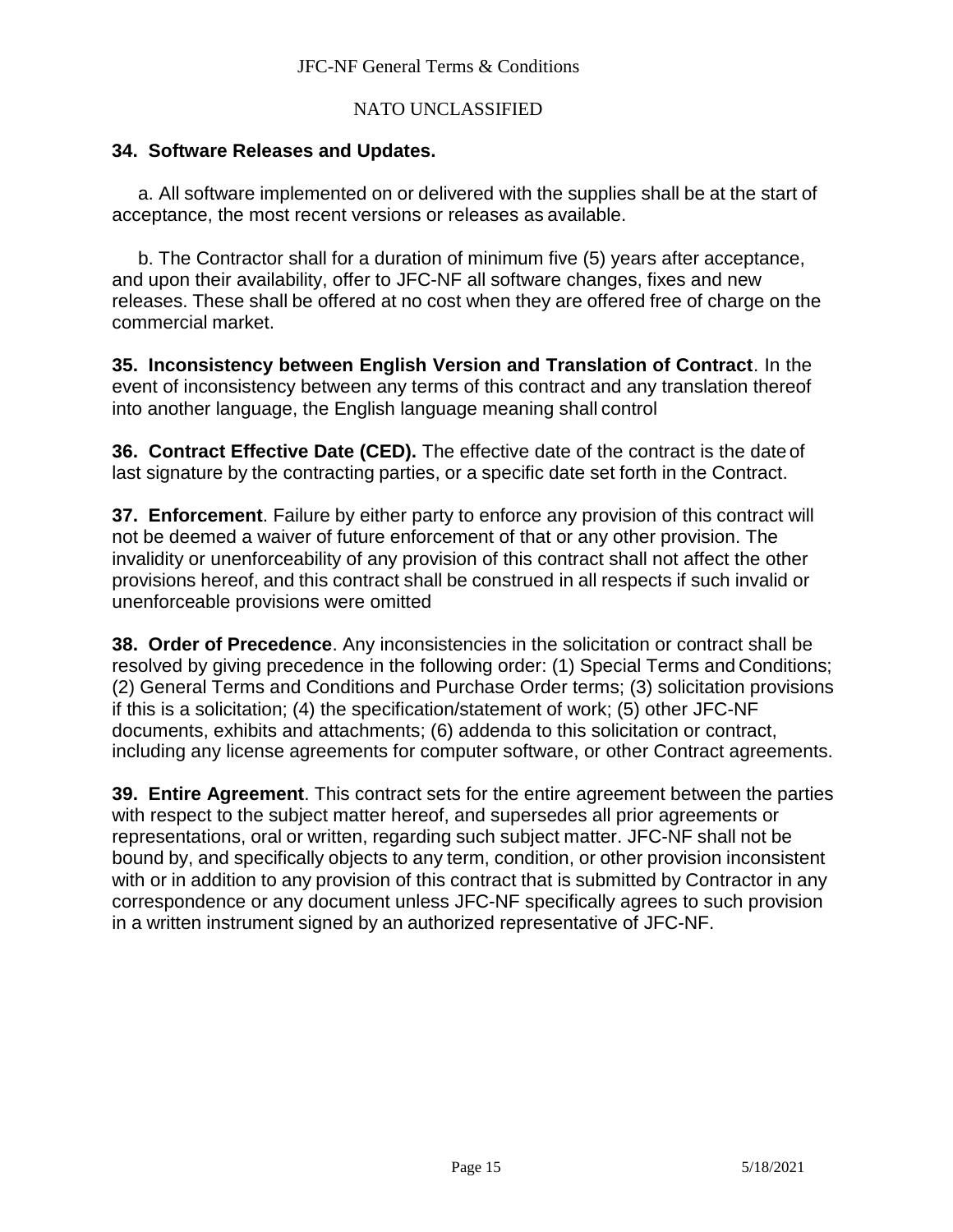## 34. Software Releases and Updates.

a. All software implemented on or delivered with the supplies shall be at the start of acceptance, the most recent versions or releases as available.

b. The Contractor shall for a duration of minimum five (5) years after acceptance, and upon their availability, offer to JFC-NF all software changes, fixes and new releases. These shall be offered at no cost when they are offered free of charge on the commercial market.

**35. Inconsistency between English Version and Translation of Contract**. In the event of inconsistency between any terms of this contract and any translation thereof into another language, the English language meaning shall control

**36. Contract Effective Date (CED).** The effective date of the contract is the date of last signature by the contracting parties, or a specific date set forth in the Contract.

**37. Enforcement**. Failure by either party to enforce any provision of this contract will not be deemed a waiver of future enforcement of that or any other provision. The invalidity or unenforceability of any provision of this contract shall not affect the other provisions hereof, and this contract shall be construed in all respects if such invalid or unenforceable provisions were omitted

**38. Order of Precedence**. Any inconsistencies in the solicitation or contract shall be resolved by giving precedence in the following order: (1) Special Terms and Conditions; (2) General Terms and Conditions and Purchase Order terms; (3) solicitation provisions if this is a solicitation; (4) the specification/statement of work; (5) other JFC-NF documents, exhibits and attachments; (6) addenda to this solicitation or contract, including any license agreements for computer software, or other Contract agreements.

**39. Entire Agreement**. This contract sets for the entire agreement between the parties with respect to the subject matter hereof, and supersedes all prior agreements or representations, oral or written, regarding such subject matter. JFC-NF shall not be bound by, and specifically objects to any term, condition, or other provision inconsistent with or in addition to any provision of this contract that is submitted by Contractor in any correspondence or any document unless JFC-NF specifically agrees to such provision in a written instrument signed by an authorized representative of JFC-NF.